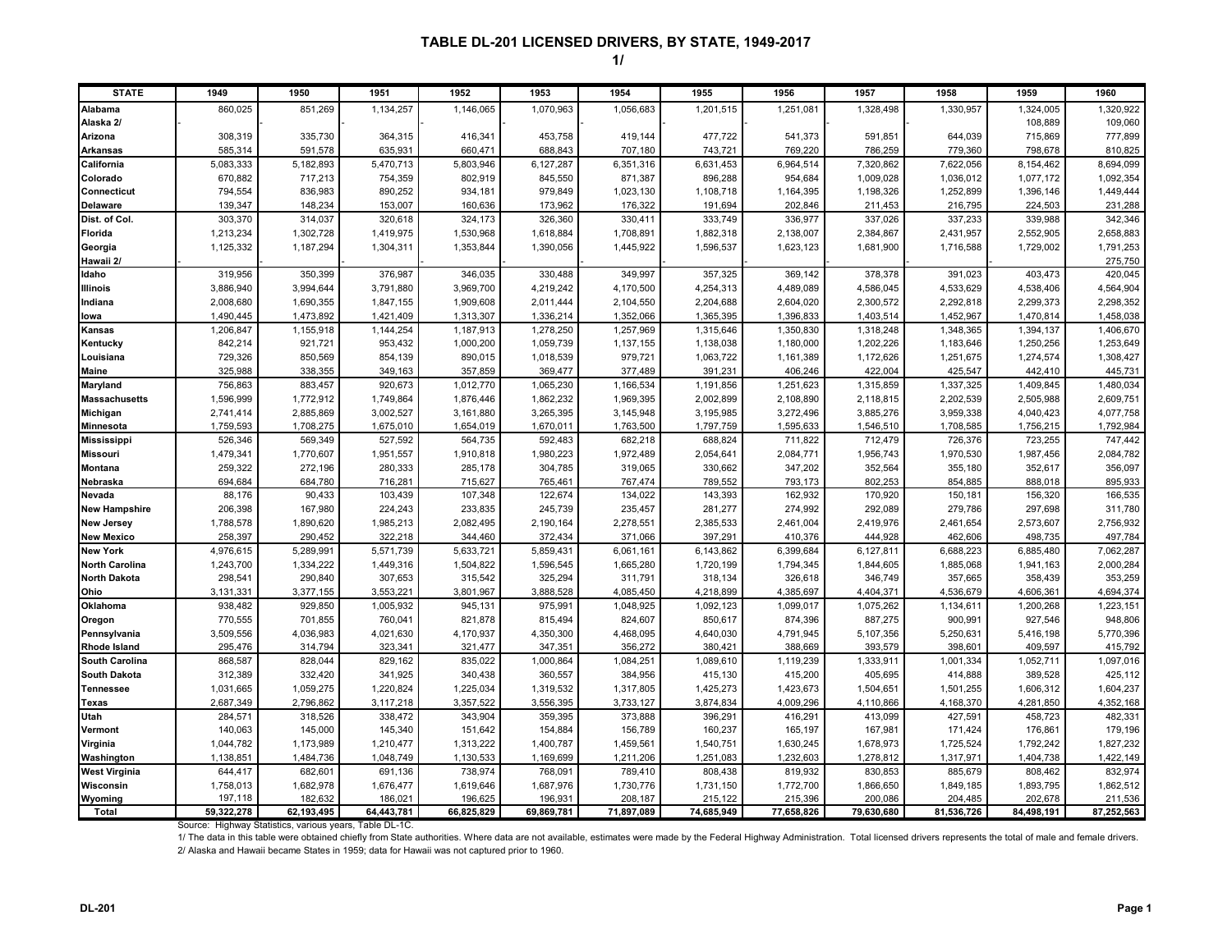# TABLE DL-201 LICENSED DRIVERS, BY STATE, 1949-2017

1/

| STATE | 1949 | 1950 | 1951 | 1952 | 1953 | 1954 | 1955 | 1956 | 1957 | 1958 | 1959 | 1960 |
|---|---|---|---|---|---|---|---|---|---|---|---|---|
| Alabama | 860,025 | 851,269 | 1,134,257 | 1,146,065 | 1,070,963 | 1,056,683 | 1,201,515 | 1,251,081 | 1,328,498 | 1,330,957 | 1,324,005 | 1,320,922 |
| Alaska 2/ | - | - | - | - | - | - | - | - | - | - | 108,889 | 109,060 |
| Arizona | 308,319 | 335,730 | 364,315 | 416,341 | 453,758 | 419,144 | 477,722 | 541,373 | 591,851 | 644,039 | 715,869 | 777,899 |
| Arkansas | 585,314 | 591,578 | 635,931 | 660,471 | 688,843 | 707,180 | 743,721 | 769,220 | 786,259 | 779,360 | 798,678 | 810,825 |
| California | 5,083,333 | 5,182,893 | 5,470,713 | 5,803,946 | 6,127,287 | 6,351,316 | 6,631,453 | 6,964,514 | 7,320,862 | 7,622,056 | 8,154,462 | 8,694,099 |
| Colorado | 670,882 | 717,213 | 754,359 | 802,919 | 845,550 | 871,387 | 896,288 | 954,684 | 1,009,028 | 1,036,012 | 1,077,172 | 1,092,354 |
| Connecticut | 794,554 | 836,983 | 890,252 | 934,181 | 979,849 | 1,023,130 | 1,108,718 | 1,164,395 | 1,198,326 | 1,252,899 | 1,396,146 | 1,449,444 |
| Delaware | 139,347 | 148,234 | 153,007 | 160,636 | 173,962 | 176,322 | 191,694 | 202,846 | 211,453 | 216,795 | 224,503 | 231,288 |
| Dist. of Col. | 303,370 | 314,037 | 320,618 | 324,173 | 326,360 | 330,411 | 333,749 | 336,977 | 337,026 | 337,233 | 339,988 | 342,346 |
| Florida | 1,213,234 | 1,302,728 | 1,419,975 | 1,530,968 | 1,618,884 | 1,708,891 | 1,882,318 | 2,138,007 | 2,384,867 | 2,431,957 | 2,552,905 | 2,658,883 |
| Georgia | 1,125,332 | 1,187,294 | 1,304,311 | 1,353,844 | 1,390,056 | 1,445,922 | 1,596,537 | 1,623,123 | 1,681,900 | 1,716,588 | 1,729,002 | 1,791,253 |
| Hawaii 2/ | - | - | - | - | - | - | - | - | - | - | - | 275,750 |
| Idaho | 319,956 | 350,399 | 376,987 | 346,035 | 330,488 | 349,997 | 357,325 | 369,142 | 378,378 | 391,023 | 403,473 | 420,045 |
| Illinois | 3,886,940 | 3,994,644 | 3,791,880 | 3,969,700 | 4,219,242 | 4,170,500 | 4,254,313 | 4,489,089 | 4,586,045 | 4,533,629 | 4,538,406 | 4,564,904 |
| Indiana | 2,008,680 | 1,690,355 | 1,847,155 | 1,909,608 | 2,011,444 | 2,104,550 | 2,204,688 | 2,604,020 | 2,300,572 | 2,292,818 | 2,299,373 | 2,298,352 |
| Iowa | 1,490,445 | 1,473,892 | 1,421,409 | 1,313,307 | 1,336,214 | 1,352,066 | 1,365,395 | 1,396,833 | 1,403,514 | 1,452,967 | 1,470,814 | 1,458,038 |
| Kansas | 1,206,847 | 1,155,918 | 1,144,254 | 1,187,913 | 1,278,250 | 1,257,969 | 1,315,646 | 1,350,830 | 1,318,248 | 1,348,365 | 1,394,137 | 1,406,670 |
| Kentucky | 842,214 | 921,721 | 953,432 | 1,000,200 | 1,059,739 | 1,137,155 | 1,138,038 | 1,180,000 | 1,202,226 | 1,183,646 | 1,250,256 | 1,253,649 |
| Louisiana | 729,326 | 850,569 | 854,139 | 890,015 | 1,018,539 | 979,721 | 1,063,722 | 1,161,389 | 1,172,626 | 1,251,675 | 1,274,574 | 1,308,427 |
| Maine | 325,988 | 338,355 | 349,163 | 357,859 | 369,477 | 377,489 | 391,231 | 406,246 | 422,004 | 425,547 | 442,410 | 445,731 |
| Maryland | 756,863 | 883,457 | 920,673 | 1,012,770 | 1,065,230 | 1,166,534 | 1,191,856 | 1,251,623 | 1,315,859 | 1,337,325 | 1,409,845 | 1,480,034 |
| Massachusetts | 1,596,999 | 1,772,912 | 1,749,864 | 1,876,446 | 1,862,232 | 1,969,395 | 2,002,899 | 2,108,890 | 2,118,815 | 2,202,539 | 2,505,988 | 2,609,751 |
| Michigan | 2,741,414 | 2,885,869 | 3,002,527 | 3,161,880 | 3,265,395 | 3,145,948 | 3,195,985 | 3,272,496 | 3,885,276 | 3,959,338 | 4,040,423 | 4,077,758 |
| Minnesota | 1,759,593 | 1,708,275 | 1,675,010 | 1,654,019 | 1,670,011 | 1,763,500 | 1,797,759 | 1,595,633 | 1,546,510 | 1,708,585 | 1,756,215 | 1,792,984 |
| Mississippi | 526,346 | 569,349 | 527,592 | 564,735 | 592,483 | 682,218 | 688,824 | 711,822 | 712,479 | 726,376 | 723,255 | 747,442 |
| Missouri | 1,479,341 | 1,770,607 | 1,951,557 | 1,910,818 | 1,980,223 | 1,972,489 | 2,054,641 | 2,084,771 | 1,956,743 | 1,970,530 | 1,987,456 | 2,084,782 |
| Montana | 259,322 | 272,196 | 280,333 | 285,178 | 304,785 | 319,065 | 330,662 | 347,202 | 352,564 | 355,180 | 352,617 | 356,097 |
| Nebraska | 694,684 | 684,780 | 716,281 | 715,627 | 765,461 | 767,474 | 789,552 | 793,173 | 802,253 | 854,885 | 888,018 | 895,933 |
| Nevada | 88,176 | 90,433 | 103,439 | 107,348 | 122,674 | 134,022 | 143,393 | 162,932 | 170,920 | 150,181 | 156,320 | 166,535 |
| New Hampshire | 206,398 | 167,980 | 224,243 | 233,835 | 245,739 | 235,457 | 281,277 | 274,992 | 292,089 | 279,786 | 297,698 | 311,780 |
| New Jersey | 1,788,578 | 1,890,620 | 1,985,213 | 2,082,495 | 2,190,164 | 2,278,551 | 2,385,533 | 2,461,004 | 2,419,976 | 2,461,654 | 2,573,607 | 2,756,932 |
| New Mexico | 258,397 | 290,452 | 322,218 | 344,460 | 372,434 | 371,066 | 397,291 | 410,376 | 444,928 | 462,606 | 498,735 | 497,784 |
| New York | 4,976,615 | 5,289,991 | 5,571,739 | 5,633,721 | 5,859,431 | 6,061,161 | 6,143,862 | 6,399,684 | 6,127,811 | 6,688,223 | 6,885,480 | 7,062,287 |
| North Carolina | 1,243,700 | 1,334,222 | 1,449,316 | 1,504,822 | 1,596,545 | 1,665,280 | 1,720,199 | 1,794,345 | 1,844,605 | 1,885,068 | 1,941,163 | 2,000,284 |
| North Dakota | 298,541 | 290,840 | 307,653 | 315,542 | 325,294 | 311,791 | 318,134 | 326,618 | 346,749 | 357,665 | 358,439 | 353,259 |
| Ohio | 3,131,331 | 3,377,155 | 3,553,221 | 3,801,967 | 3,888,528 | 4,085,450 | 4,218,899 | 4,385,697 | 4,404,371 | 4,536,679 | 4,606,361 | 4,694,374 |
| Oklahoma | 938,482 | 929,850 | 1,005,932 | 945,131 | 975,991 | 1,048,925 | 1,092,123 | 1,099,017 | 1,075,262 | 1,134,611 | 1,200,268 | 1,223,151 |
| Oregon | 770,555 | 701,855 | 760,041 | 821,878 | 815,494 | 824,607 | 850,617 | 874,396 | 887,275 | 900,991 | 927,546 | 948,806 |
| Pennsylvania | 3,509,556 | 4,036,983 | 4,021,630 | 4,170,937 | 4,350,300 | 4,468,095 | 4,640,030 | 4,791,945 | 5,107,356 | 5,250,631 | 5,416,198 | 5,770,396 |
| Rhode Island | 295,476 | 314,794 | 323,341 | 321,477 | 347,351 | 356,272 | 380,421 | 388,669 | 393,579 | 398,601 | 409,597 | 415,792 |
| South Carolina | 868,587 | 828,044 | 829,162 | 835,022 | 1,000,864 | 1,084,251 | 1,089,610 | 1,119,239 | 1,333,911 | 1,001,334 | 1,052,711 | 1,097,016 |
| South Dakota | 312,389 | 332,420 | 341,925 | 340,438 | 360,557 | 384,956 | 415,130 | 415,200 | 405,695 | 414,888 | 389,528 | 425,112 |
| Tennessee | 1,031,665 | 1,059,275 | 1,220,824 | 1,225,034 | 1,319,532 | 1,317,805 | 1,425,273 | 1,423,673 | 1,504,651 | 1,501,255 | 1,606,312 | 1,604,237 |
| Texas | 2,687,349 | 2,796,862 | 3,117,218 | 3,357,522 | 3,556,395 | 3,733,127 | 3,874,834 | 4,009,296 | 4,110,866 | 4,168,370 | 4,281,850 | 4,352,168 |
| Utah | 284,571 | 318,526 | 338,472 | 343,904 | 359,395 | 373,888 | 396,291 | 416,291 | 413,099 | 427,591 | 458,723 | 482,331 |
| Vermont | 140,063 | 145,000 | 145,340 | 151,642 | 154,884 | 156,789 | 160,237 | 165,197 | 167,981 | 171,424 | 176,861 | 179,196 |
| Virginia | 1,044,782 | 1,173,989 | 1,210,477 | 1,313,222 | 1,400,787 | 1,459,561 | 1,540,751 | 1,630,245 | 1,678,973 | 1,725,524 | 1,792,242 | 1,827,232 |
| Washington | 1,138,851 | 1,484,736 | 1,048,749 | 1,130,533 | 1,169,699 | 1,211,206 | 1,251,083 | 1,232,603 | 1,278,812 | 1,317,971 | 1,404,738 | 1,422,149 |
| West Virginia | 644,417 | 682,601 | 691,136 | 738,974 | 768,091 | 789,410 | 808,438 | 819,932 | 830,853 | 885,679 | 808,462 | 832,974 |
| Wisconsin | 1,758,013 | 1,682,978 | 1,676,477 | 1,619,646 | 1,687,976 | 1,730,776 | 1,731,150 | 1,772,700 | 1,866,650 | 1,849,185 | 1,893,795 | 1,862,512 |
| Wyoming | 197,118 | 182,632 | 186,021 | 196,625 | 196,931 | 208,187 | 215,122 | 215,396 | 200,086 | 204,485 | 202,678 | 211,536 |
| **Total** | **59,322,278** | **62,193,495** | **64,443,781** | **66,825,829** | **69,869,781** | **71,897,089** | **74,685,949** | **77,658,826** | **79,630,680** | **81,536,726** | **84,498,191** | **87,252,563** |

Source: Highway Statistics, various years, Table DL-1C.

1/ The data in this table were obtained chiefly from State authorities. Where data are not available, estimates were made by the Federal Highway Administration. Total licensed drivers represents the total of male and female drivers.

2/ Alaska and Hawaii became States in 1959; data for Hawaii was not captured prior to 1960.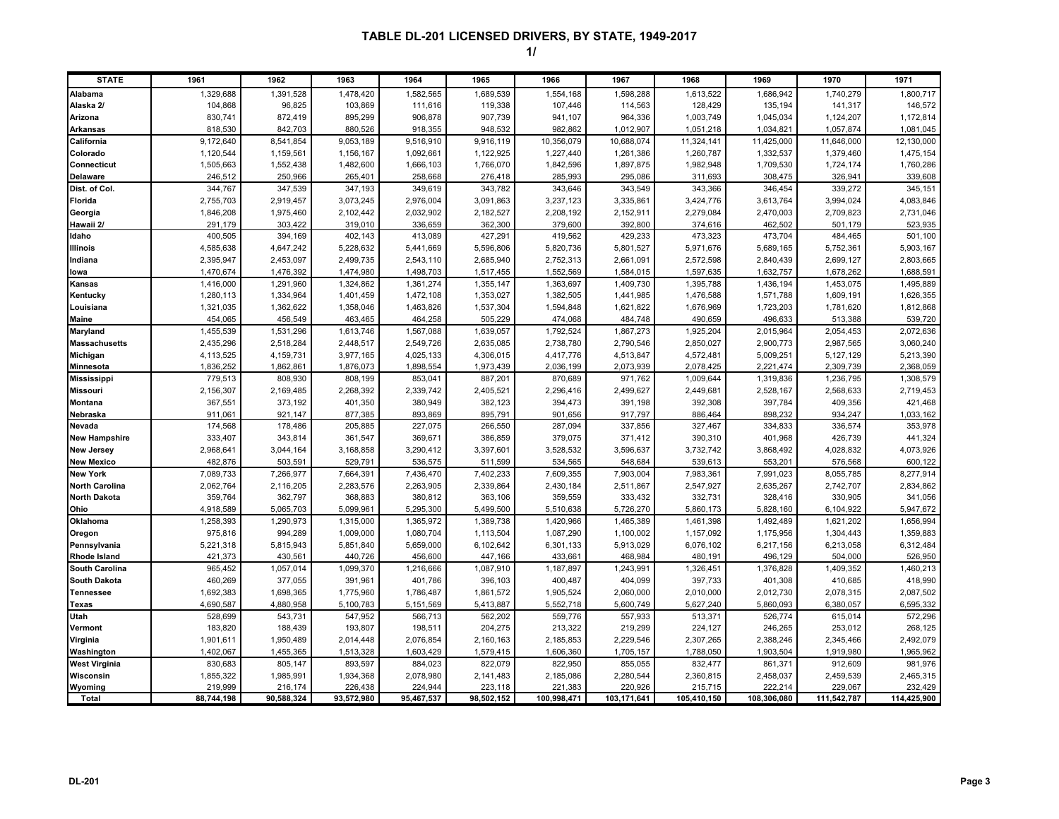# TABLE DL-201 LICENSED DRIVERS, BY STATE, 1949-2017

**1/**

| STATE | 1961 | 1962 | 1963 | 1964 | 1965 | 1966 | 1967 | 1968 | 1969 | 1970 | 1971 |
|---|---|---|---|---|---|---|---|---|---|---|---|
| Alabama | 1,329,688 | 1,391,528 | 1,478,420 | 1,582,565 | 1,689,539 | 1,554,168 | 1,598,288 | 1,613,522 | 1,686,942 | 1,740,279 | 1,800,717 |
| Alaska 2/ | 104,868 | 96,825 | 103,869 | 111,616 | 119,338 | 107,446 | 114,563 | 128,429 | 135,194 | 141,317 | 146,572 |
| Arizona | 830,741 | 872,419 | 895,299 | 906,878 | 907,739 | 941,107 | 964,336 | 1,003,749 | 1,045,034 | 1,124,207 | 1,172,814 |
| Arkansas | 818,530 | 842,703 | 880,526 | 918,355 | 948,532 | 982,862 | 1,012,907 | 1,051,218 | 1,034,821 | 1,057,874 | 1,081,045 |
| California | 9,172,640 | 8,541,854 | 9,053,189 | 9,516,910 | 9,916,119 | 10,356,079 | 10,688,074 | 11,324,141 | 11,425,000 | 11,646,000 | 12,130,000 |
| Colorado | 1,120,544 | 1,159,561 | 1,156,167 | 1,092,661 | 1,122,925 | 1,227,440 | 1,261,386 | 1,260,787 | 1,332,537 | 1,379,460 | 1,475,154 |
| Connecticut | 1,505,663 | 1,552,438 | 1,482,600 | 1,666,103 | 1,766,070 | 1,842,596 | 1,897,875 | 1,982,948 | 1,709,530 | 1,724,174 | 1,760,286 |
| Delaware | 246,512 | 250,966 | 265,401 | 258,668 | 276,418 | 285,993 | 295,086 | 311,693 | 308,475 | 326,941 | 339,608 |
| Dist. of Col. | 344,767 | 347,539 | 347,193 | 349,619 | 343,782 | 343,646 | 343,549 | 343,366 | 346,454 | 339,272 | 345,151 |
| Florida | 2,755,703 | 2,919,457 | 3,073,245 | 2,976,004 | 3,091,863 | 3,237,123 | 3,335,861 | 3,424,776 | 3,613,764 | 3,994,024 | 4,083,846 |
| Georgia | 1,846,208 | 1,975,460 | 2,102,442 | 2,032,902 | 2,182,527 | 2,208,192 | 2,152,911 | 2,279,084 | 2,470,003 | 2,709,823 | 2,731,046 |
| Hawaii 2/ | 291,179 | 303,422 | 319,010 | 336,659 | 362,300 | 379,600 | 392,800 | 374,616 | 462,502 | 501,179 | 523,935 |
| Idaho | 400,505 | 394,169 | 402,143 | 413,089 | 427,291 | 419,562 | 429,233 | 473,323 | 473,704 | 484,465 | 501,100 |
| Illinois | 4,585,638 | 4,647,242 | 5,228,632 | 5,441,669 | 5,596,806 | 5,820,736 | 5,801,527 | 5,971,676 | 5,689,165 | 5,752,361 | 5,903,167 |
| Indiana | 2,395,947 | 2,453,097 | 2,499,735 | 2,543,110 | 2,685,940 | 2,752,313 | 2,661,091 | 2,572,598 | 2,840,439 | 2,699,127 | 2,803,665 |
| Iowa | 1,470,674 | 1,476,392 | 1,474,980 | 1,498,703 | 1,517,455 | 1,552,569 | 1,584,015 | 1,597,635 | 1,632,757 | 1,678,262 | 1,688,591 |
| Kansas | 1,416,000 | 1,291,960 | 1,324,862 | 1,361,274 | 1,355,147 | 1,363,697 | 1,409,730 | 1,395,788 | 1,436,194 | 1,453,075 | 1,495,889 |
| Kentucky | 1,280,113 | 1,334,964 | 1,401,459 | 1,472,108 | 1,353,027 | 1,382,505 | 1,441,985 | 1,476,588 | 1,571,788 | 1,609,191 | 1,626,355 |
| Louisiana | 1,321,035 | 1,362,622 | 1,358,046 | 1,463,826 | 1,537,304 | 1,594,848 | 1,621,822 | 1,676,969 | 1,723,203 | 1,781,620 | 1,812,868 |
| Maine | 454,065 | 456,549 | 463,465 | 464,258 | 505,229 | 474,068 | 484,748 | 490,659 | 496,633 | 513,388 | 539,720 |
| Maryland | 1,455,539 | 1,531,296 | 1,613,746 | 1,567,088 | 1,639,057 | 1,792,524 | 1,867,273 | 1,925,204 | 2,015,964 | 2,054,453 | 2,072,636 |
| Massachusetts | 2,435,296 | 2,518,284 | 2,448,517 | 2,549,726 | 2,635,085 | 2,738,780 | 2,790,546 | 2,850,027 | 2,900,773 | 2,987,565 | 3,060,240 |
| Michigan | 4,113,525 | 4,159,731 | 3,977,165 | 4,025,133 | 4,306,015 | 4,417,776 | 4,513,847 | 4,572,481 | 5,009,251 | 5,127,129 | 5,213,390 |
| Minnesota | 1,836,252 | 1,862,861 | 1,876,073 | 1,898,554 | 1,973,439 | 2,036,199 | 2,073,939 | 2,078,425 | 2,221,474 | 2,309,739 | 2,368,059 |
| Mississippi | 779,513 | 808,930 | 808,199 | 853,041 | 887,201 | 870,689 | 971,762 | 1,009,644 | 1,319,836 | 1,236,795 | 1,308,579 |
| Missouri | 2,156,307 | 2,169,485 | 2,268,392 | 2,339,742 | 2,405,521 | 2,296,416 | 2,499,627 | 2,449,681 | 2,528,167 | 2,568,633 | 2,719,453 |
| Montana | 367,551 | 373,192 | 401,350 | 380,949 | 382,123 | 394,473 | 391,198 | 392,308 | 397,784 | 409,356 | 421,468 |
| Nebraska | 911,061 | 921,147 | 877,385 | 893,869 | 895,791 | 901,656 | 917,797 | 886,464 | 898,232 | 934,247 | 1,033,162 |
| Nevada | 174,568 | 178,486 | 205,885 | 227,075 | 266,550 | 287,094 | 337,856 | 327,467 | 334,833 | 336,574 | 353,978 |
| New Hampshire | 333,407 | 343,814 | 361,547 | 369,671 | 386,859 | 379,075 | 371,412 | 390,310 | 401,968 | 426,739 | 441,324 |
| New Jersey | 2,968,641 | 3,044,164 | 3,168,858 | 3,290,412 | 3,397,601 | 3,528,532 | 3,596,637 | 3,732,742 | 3,868,492 | 4,028,832 | 4,073,926 |
| New Mexico | 482,876 | 503,591 | 529,791 | 536,575 | 511,599 | 534,565 | 548,684 | 539,613 | 553,201 | 576,568 | 600,122 |
| New York | 7,089,733 | 7,266,977 | 7,664,391 | 7,436,470 | 7,402,233 | 7,609,355 | 7,903,004 | 7,983,361 | 7,991,023 | 8,055,785 | 8,277,914 |
| North Carolina | 2,062,764 | 2,116,205 | 2,283,576 | 2,263,905 | 2,339,864 | 2,430,184 | 2,511,867 | 2,547,927 | 2,635,267 | 2,742,707 | 2,834,862 |
| North Dakota | 359,764 | 362,797 | 368,883 | 380,812 | 363,106 | 359,559 | 333,432 | 332,731 | 328,416 | 330,905 | 341,056 |
| Ohio | 4,918,589 | 5,065,703 | 5,099,961 | 5,295,300 | 5,499,500 | 5,510,638 | 5,726,270 | 5,860,173 | 5,828,160 | 6,104,922 | 5,947,672 |
| Oklahoma | 1,258,393 | 1,290,973 | 1,315,000 | 1,365,972 | 1,389,738 | 1,420,966 | 1,465,389 | 1,461,398 | 1,492,489 | 1,621,202 | 1,656,994 |
| Oregon | 975,816 | 994,289 | 1,009,000 | 1,080,704 | 1,113,504 | 1,087,290 | 1,100,002 | 1,157,092 | 1,175,956 | 1,304,443 | 1,359,883 |
| Pennsylvania | 5,221,318 | 5,815,943 | 5,851,840 | 5,659,000 | 6,102,642 | 6,301,133 | 5,913,029 | 6,076,102 | 6,217,156 | 6,213,058 | 6,312,484 |
| Rhode Island | 421,373 | 430,561 | 440,726 | 456,600 | 447,166 | 433,661 | 468,984 | 480,191 | 496,129 | 504,000 | 526,950 |
| South Carolina | 965,452 | 1,057,014 | 1,099,370 | 1,216,666 | 1,087,910 | 1,187,897 | 1,243,991 | 1,326,451 | 1,376,828 | 1,409,352 | 1,460,213 |
| South Dakota | 460,269 | 377,055 | 391,961 | 401,786 | 396,103 | 400,487 | 404,099 | 397,733 | 401,308 | 410,685 | 418,990 |
| Tennessee | 1,692,383 | 1,698,365 | 1,775,960 | 1,786,487 | 1,861,572 | 1,905,524 | 2,060,000 | 2,010,000 | 2,012,730 | 2,078,315 | 2,087,502 |
| Texas | 4,690,587 | 4,880,958 | 5,100,783 | 5,151,569 | 5,413,887 | 5,552,718 | 5,600,749 | 5,627,240 | 5,860,093 | 6,380,057 | 6,595,332 |
| Utah | 528,699 | 543,731 | 547,952 | 566,713 | 562,202 | 559,776 | 557,933 | 513,371 | 526,774 | 615,014 | 572,296 |
| Vermont | 183,820 | 188,439 | 193,807 | 198,511 | 204,275 | 213,322 | 219,299 | 224,127 | 246,265 | 253,012 | 268,125 |
| Virginia | 1,901,611 | 1,950,489 | 2,014,448 | 2,076,854 | 2,160,163 | 2,185,853 | 2,229,546 | 2,307,265 | 2,388,246 | 2,345,466 | 2,492,079 |
| Washington | 1,402,067 | 1,455,365 | 1,513,328 | 1,603,429 | 1,579,415 | 1,606,360 | 1,705,157 | 1,788,050 | 1,903,504 | 1,919,980 | 1,965,962 |
| West Virginia | 830,683 | 805,147 | 893,597 | 884,023 | 822,079 | 822,950 | 855,055 | 832,477 | 861,371 | 912,609 | 981,976 |
| Wisconsin | 1,855,322 | 1,985,991 | 1,934,368 | 2,078,980 | 2,141,483 | 2,185,086 | 2,280,544 | 2,360,815 | 2,458,037 | 2,459,539 | 2,465,315 |
| Wyoming | 219,999 | 216,174 | 226,438 | 224,944 | 223,118 | 221,383 | 220,926 | 215,715 | 222,214 | 229,067 | 232,429 |
| **Total** | **88,744,198** | **90,588,324** | **93,572,980** | **95,467,537** | **98,502,152** | **100,998,471** | **103,171,641** | **105,410,150** | **108,306,080** | **111,542,787** | **114,425,900** |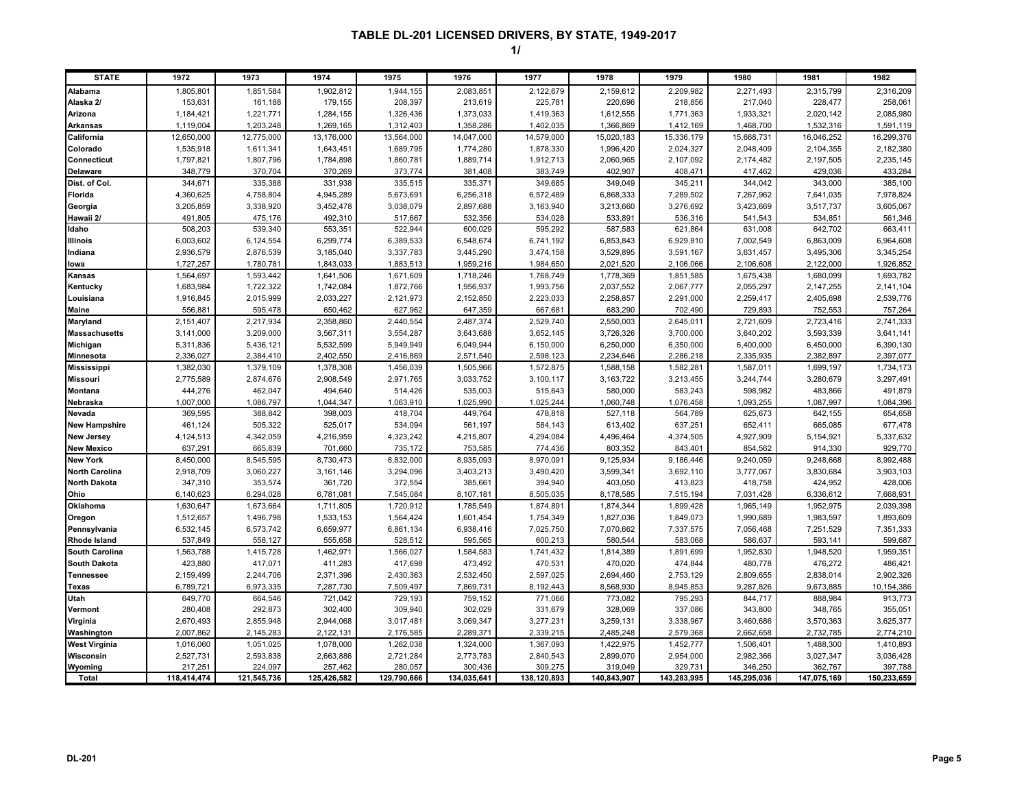# TABLE DL-201 LICENSED DRIVERS, BY STATE, 1949-2017

1/

| STATE | 1972 | 1973 | 1974 | 1975 | 1976 | 1977 | 1978 | 1979 | 1980 | 1981 | 1982 |
|---|---|---|---|---|---|---|---|---|---|---|---|
| Alabama | 1,805,801 | 1,851,584 | 1,902,812 | 1,944,155 | 2,083,851 | 2,122,679 | 2,159,612 | 2,209,982 | 2,271,493 | 2,315,799 | 2,316,209 |
| Alaska 2/ | 153,631 | 161,188 | 179,155 | 208,397 | 213,619 | 225,781 | 220,696 | 218,856 | 217,040 | 228,477 | 258,061 |
| Arizona | 1,184,421 | 1,221,771 | 1,284,155 | 1,326,436 | 1,373,033 | 1,419,363 | 1,612,555 | 1,771,363 | 1,933,321 | 2,020,142 | 2,085,980 |
| Arkansas | 1,119,004 | 1,203,248 | 1,269,165 | 1,312,403 | 1,358,286 | 1,402,035 | 1,366,869 | 1,412,169 | 1,468,700 | 1,532,316 | 1,591,119 |
| California | 12,650,000 | 12,775,000 | 13,176,000 | 13,564,000 | 14,047,000 | 14,579,000 | 15,020,183 | 15,336,179 | 15,668,731 | 16,046,252 | 16,299,376 |
| Colorado | 1,535,918 | 1,611,341 | 1,643,451 | 1,689,795 | 1,774,280 | 1,878,330 | 1,996,420 | 2,024,327 | 2,048,409 | 2,104,355 | 2,182,380 |
| Connecticut | 1,797,821 | 1,807,796 | 1,784,898 | 1,860,781 | 1,889,714 | 1,912,713 | 2,060,965 | 2,107,092 | 2,174,482 | 2,197,505 | 2,235,145 |
| Delaware | 348,779 | 370,704 | 370,269 | 373,774 | 381,408 | 383,749 | 402,907 | 408,471 | 417,462 | 429,036 | 433,284 |
| Dist. of Col. | 344,671 | 335,388 | 331,938 | 335,515 | 335,371 | 349,685 | 349,049 | 345,211 | 344,042 | 343,000 | 385,100 |
| Florida | 4,360,625 | 4,758,804 | 4,945,289 | 5,673,691 | 6,256,318 | 6,572,489 | 6,868,333 | 7,289,502 | 7,267,962 | 7,641,035 | 7,978,824 |
| Georgia | 3,205,859 | 3,338,920 | 3,452,478 | 3,038,079 | 2,897,688 | 3,163,940 | 3,213,660 | 3,276,692 | 3,423,669 | 3,517,737 | 3,605,067 |
| Hawaii 2/ | 491,805 | 475,176 | 492,310 | 517,667 | 532,356 | 534,028 | 533,891 | 536,316 | 541,543 | 534,851 | 561,346 |
| Idaho | 508,203 | 539,340 | 553,351 | 522,944 | 600,029 | 595,292 | 587,583 | 621,864 | 631,008 | 642,702 | 663,411 |
| Illinois | 6,003,602 | 6,124,554 | 6,299,774 | 6,389,533 | 6,548,674 | 6,741,192 | 6,853,843 | 6,929,810 | 7,002,549 | 6,863,009 | 6,964,608 |
| Indiana | 2,936,579 | 2,876,539 | 3,185,040 | 3,337,783 | 3,445,290 | 3,474,158 | 3,529,895 | 3,591,167 | 3,631,457 | 3,495,306 | 3,345,254 |
| Iowa | 1,727,257 | 1,780,781 | 1,843,033 | 1,883,513 | 1,959,216 | 1,984,650 | 2,021,520 | 2,106,066 | 2,106,608 | 2,122,000 | 1,926,852 |
| Kansas | 1,564,697 | 1,593,442 | 1,641,506 | 1,671,609 | 1,718,246 | 1,768,749 | 1,778,369 | 1,851,585 | 1,675,438 | 1,680,099 | 1,693,782 |
| Kentucky | 1,683,984 | 1,722,322 | 1,742,084 | 1,872,766 | 1,956,937 | 1,993,756 | 2,037,552 | 2,067,777 | 2,055,297 | 2,147,255 | 2,141,104 |
| Louisiana | 1,916,845 | 2,015,999 | 2,033,227 | 2,121,973 | 2,152,850 | 2,223,033 | 2,258,857 | 2,291,000 | 2,259,417 | 2,405,698 | 2,539,776 |
| Maine | 556,881 | 595,478 | 650,462 | 627,962 | 647,359 | 667,681 | 683,290 | 702,490 | 729,893 | 752,553 | 757,264 |
| Maryland | 2,151,407 | 2,217,934 | 2,358,860 | 2,440,554 | 2,487,374 | 2,529,740 | 2,550,003 | 2,645,011 | 2,721,609 | 2,723,416 | 2,741,333 |
| Massachusetts | 3,141,000 | 3,209,000 | 3,567,311 | 3,554,287 | 3,643,688 | 3,652,145 | 3,726,326 | 3,700,000 | 3,640,202 | 3,593,339 | 3,641,141 |
| Michigan | 5,311,836 | 5,436,121 | 5,532,599 | 5,949,949 | 6,049,944 | 6,150,000 | 6,250,000 | 6,350,000 | 6,400,000 | 6,450,000 | 6,390,130 |
| Minnesota | 2,336,027 | 2,384,410 | 2,402,550 | 2,416,869 | 2,571,540 | 2,598,123 | 2,234,646 | 2,286,218 | 2,335,935 | 2,382,897 | 2,397,077 |
| Mississippi | 1,382,030 | 1,379,109 | 1,378,308 | 1,456,039 | 1,505,966 | 1,572,875 | 1,588,158 | 1,582,281 | 1,587,011 | 1,699,197 | 1,734,173 |
| Missouri | 2,775,589 | 2,874,676 | 2,908,549 | 2,971,765 | 3,033,752 | 3,100,117 | 3,163,722 | 3,213,455 | 3,244,744 | 3,280,679 | 3,297,491 |
| Montana | 444,276 | 462,047 | 494,640 | 514,426 | 535,003 | 515,643 | 580,000 | 583,243 | 598,982 | 483,866 | 491,879 |
| Nebraska | 1,007,000 | 1,086,797 | 1,044,347 | 1,063,910 | 1,025,990 | 1,025,244 | 1,060,748 | 1,076,458 | 1,093,255 | 1,087,997 | 1,084,396 |
| Nevada | 369,595 | 388,842 | 398,003 | 418,704 | 449,764 | 478,818 | 527,118 | 564,789 | 625,673 | 642,155 | 654,658 |
| New Hampshire | 461,124 | 505,322 | 525,017 | 534,094 | 561,197 | 584,143 | 613,402 | 637,251 | 652,411 | 665,085 | 677,478 |
| New Jersey | 4,124,513 | 4,342,059 | 4,216,959 | 4,323,242 | 4,215,807 | 4,294,084 | 4,496,464 | 4,374,505 | 4,927,909 | 5,154,921 | 5,337,632 |
| New Mexico | 637,291 | 665,839 | 701,660 | 735,172 | 753,585 | 774,436 | 803,352 | 843,401 | 854,562 | 914,330 | 929,770 |
| New York | 8,450,000 | 8,545,595 | 8,730,473 | 8,832,000 | 8,935,093 | 8,970,091 | 9,125,934 | 9,186,446 | 9,240,059 | 9,248,668 | 8,992,488 |
| North Carolina | 2,918,709 | 3,060,227 | 3,161,146 | 3,294,096 | 3,403,213 | 3,490,420 | 3,599,341 | 3,692,110 | 3,777,067 | 3,830,684 | 3,903,103 |
| North Dakota | 347,310 | 353,574 | 361,720 | 372,554 | 385,661 | 394,940 | 403,050 | 413,823 | 418,758 | 424,952 | 428,006 |
| Ohio | 6,140,623 | 6,294,028 | 6,781,081 | 7,545,084 | 8,107,181 | 8,505,035 | 8,178,585 | 7,515,194 | 7,031,428 | 6,336,612 | 7,668,931 |
| Oklahoma | 1,630,647 | 1,673,664 | 1,711,805 | 1,720,912 | 1,785,549 | 1,874,891 | 1,874,344 | 1,899,428 | 1,965,149 | 1,952,975 | 2,039,398 |
| Oregon | 1,512,657 | 1,496,798 | 1,533,153 | 1,564,424 | 1,601,454 | 1,754,349 | 1,827,036 | 1,849,073 | 1,990,689 | 1,983,597 | 1,893,609 |
| Pennsylvania | 6,532,145 | 6,573,742 | 6,659,977 | 6,861,134 | 6,938,416 | 7,025,750 | 7,070,662 | 7,337,575 | 7,056,468 | 7,251,529 | 7,351,333 |
| Rhode Island | 537,849 | 558,127 | 555,658 | 528,512 | 595,565 | 600,213 | 580,544 | 583,068 | 586,637 | 593,141 | 599,687 |
| South Carolina | 1,563,788 | 1,415,728 | 1,462,971 | 1,566,027 | 1,584,583 | 1,741,432 | 1,814,389 | 1,891,699 | 1,952,830 | 1,948,520 | 1,959,351 |
| South Dakota | 423,880 | 417,071 | 411,283 | 417,698 | 473,492 | 470,531 | 470,020 | 474,844 | 480,778 | 476,272 | 486,421 |
| Tennessee | 2,159,499 | 2,244,706 | 2,371,396 | 2,430,363 | 2,532,450 | 2,597,025 | 2,694,460 | 2,753,129 | 2,809,655 | 2,838,014 | 2,902,326 |
| Texas | 6,789,721 | 6,973,335 | 7,287,730 | 7,509,497 | 7,869,731 | 8,192,443 | 8,568,930 | 8,945,853 | 9,287,826 | 9,673,885 | 10,154,386 |
| Utah | 649,770 | 664,546 | 721,042 | 729,193 | 759,152 | 771,066 | 773,082 | 795,293 | 844,717 | 888,984 | 913,773 |
| Vermont | 280,408 | 292,873 | 302,400 | 309,940 | 302,029 | 331,679 | 328,069 | 337,086 | 343,800 | 348,765 | 355,051 |
| Virginia | 2,670,493 | 2,855,948 | 2,944,068 | 3,017,481 | 3,069,347 | 3,277,231 | 3,259,131 | 3,338,967 | 3,460,686 | 3,570,363 | 3,625,377 |
| Washington | 2,007,862 | 2,145,283 | 2,122,131 | 2,176,585 | 2,289,371 | 2,339,215 | 2,485,248 | 2,579,368 | 2,662,658 | 2,732,785 | 2,774,210 |
| West Virginia | 1,016,060 | 1,051,025 | 1,078,000 | 1,262,038 | 1,324,000 | 1,367,093 | 1,422,975 | 1,452,777 | 1,506,401 | 1,488,300 | 1,410,893 |
| Wisconsin | 2,527,731 | 2,593,838 | 2,663,886 | 2,721,284 | 2,773,783 | 2,840,543 | 2,899,070 | 2,954,000 | 2,982,366 | 3,027,347 | 3,036,428 |
| Wyoming | 217,251 | 224,097 | 257,462 | 280,057 | 300,436 | 309,275 | 319,049 | 329,731 | 346,250 | 362,767 | 397,788 |
| Total | 118,414,474 | 121,545,736 | 125,426,582 | 129,790,666 | 134,035,641 | 138,120,893 | 140,843,907 | 143,283,995 | 145,295,036 | 147,075,169 | 150,233,659 |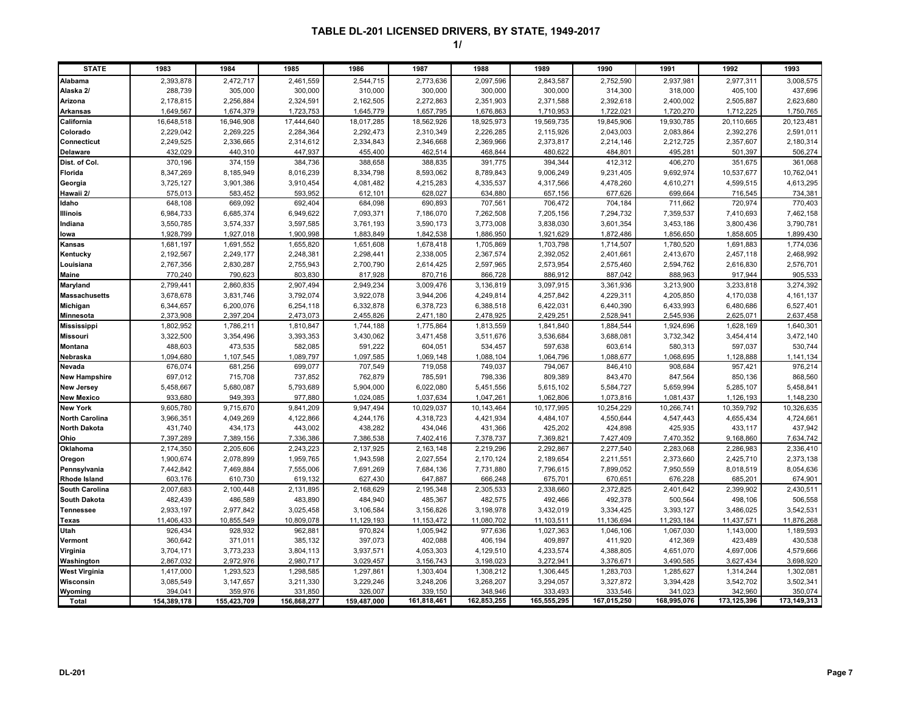# TABLE DL-201 LICENSED DRIVERS, BY STATE, 1949-2017

1/

| STATE | 1983 | 1984 | 1985 | 1986 | 1987 | 1988 | 1989 | 1990 | 1991 | 1992 | 1993 |
|---|---|---|---|---|---|---|---|---|---|---|---|
| Alabama | 2,393,878 | 2,472,717 | 2,461,559 | 2,544,715 | 2,773,636 | 2,097,596 | 2,843,587 | 2,752,590 | 2,937,981 | 2,977,311 | 3,008,575 |
| Alaska 2/ | 288,739 | 305,000 | 300,000 | 310,000 | 300,000 | 300,000 | 300,000 | 314,300 | 318,000 | 405,100 | 437,696 |
| Arizona | 2,178,815 | 2,256,884 | 2,324,591 | 2,162,505 | 2,272,863 | 2,351,903 | 2,371,588 | 2,392,618 | 2,400,002 | 2,505,887 | 2,623,680 |
| Arkansas | 1,649,567 | 1,674,379 | 1,723,753 | 1,645,779 | 1,657,795 | 1,676,863 | 1,710,953 | 1,722,021 | 1,720,270 | 1,712,225 | 1,750,765 |
| California | 16,648,518 | 16,946,908 | 17,444,640 | 18,017,285 | 18,562,926 | 18,925,973 | 19,569,735 | 19,845,906 | 19,930,785 | 20,110,665 | 20,123,481 |
| Colorado | 2,229,042 | 2,269,225 | 2,284,364 | 2,292,473 | 2,310,349 | 2,226,285 | 2,115,926 | 2,043,003 | 2,083,864 | 2,392,276 | 2,591,011 |
| Connecticut | 2,249,525 | 2,336,665 | 2,314,612 | 2,334,843 | 2,346,668 | 2,369,966 | 2,373,817 | 2,214,146 | 2,212,725 | 2,357,607 | 2,180,314 |
| Delaware | 432,029 | 440,310 | 447,937 | 455,400 | 462,514 | 468,844 | 480,622 | 484,801 | 495,281 | 501,397 | 506,274 |
| Dist. of Col. | 370,196 | 374,159 | 384,736 | 388,658 | 388,835 | 391,775 | 394,344 | 412,312 | 406,270 | 351,675 | 361,068 |
| Florida | 8,347,269 | 8,185,949 | 8,016,239 | 8,334,798 | 8,593,062 | 8,789,843 | 9,006,249 | 9,231,405 | 9,692,974 | 10,537,677 | 10,762,041 |
| Georgia | 3,725,127 | 3,901,386 | 3,910,454 | 4,081,482 | 4,215,283 | 4,335,537 | 4,317,566 | 4,478,260 | 4,610,271 | 4,599,515 | 4,613,295 |
| Hawaii 2/ | 575,013 | 583,452 | 593,952 | 612,101 | 628,027 | 634,880 | 657,156 | 677,626 | 699,664 | 716,545 | 734,381 |
| Idaho | 648,108 | 669,092 | 692,404 | 684,098 | 690,893 | 707,561 | 706,472 | 704,184 | 711,662 | 720,974 | 770,403 |
| Illinois | 6,984,733 | 6,685,374 | 6,949,622 | 7,093,371 | 7,186,070 | 7,262,508 | 7,205,156 | 7,294,732 | 7,359,537 | 7,410,693 | 7,462,158 |
| Indiana | 3,550,785 | 3,574,337 | 3,597,585 | 3,761,193 | 3,590,173 | 3,773,008 | 3,838,030 | 3,601,354 | 3,453,186 | 3,800,436 | 3,790,781 |
| Iowa | 1,928,799 | 1,927,018 | 1,900,998 | 1,883,849 | 1,842,538 | 1,886,950 | 1,921,629 | 1,872,486 | 1,856,650 | 1,858,605 | 1,899,430 |
| Kansas | 1,681,197 | 1,691,552 | 1,655,820 | 1,651,608 | 1,678,418 | 1,705,869 | 1,703,798 | 1,714,507 | 1,780,520 | 1,691,883 | 1,774,036 |
| Kentucky | 2,192,567 | 2,249,177 | 2,248,381 | 2,298,441 | 2,338,005 | 2,367,574 | 2,392,052 | 2,401,661 | 2,413,670 | 2,457,118 | 2,468,992 |
| Louisiana | 2,767,356 | 2,830,287 | 2,755,943 | 2,700,790 | 2,614,425 | 2,597,965 | 2,573,954 | 2,575,460 | 2,594,762 | 2,616,830 | 2,576,701 |
| Maine | 770,240 | 790,623 | 803,830 | 817,928 | 870,716 | 866,728 | 886,912 | 887,042 | 888,963 | 917,944 | 905,533 |
| Maryland | 2,799,441 | 2,860,835 | 2,907,494 | 2,949,234 | 3,009,476 | 3,136,819 | 3,097,915 | 3,361,936 | 3,213,900 | 3,233,818 | 3,274,392 |
| Massachusetts | 3,678,678 | 3,831,746 | 3,792,074 | 3,922,078 | 3,944,206 | 4,249,814 | 4,257,842 | 4,229,311 | 4,205,850 | 4,170,038 | 4,161,137 |
| Michigan | 6,344,657 | 6,200,076 | 6,254,118 | 6,332,878 | 6,378,723 | 6,388,518 | 6,422,031 | 6,440,390 | 6,433,993 | 6,480,686 | 6,527,401 |
| Minnesota | 2,373,908 | 2,397,204 | 2,473,073 | 2,455,826 | 2,471,180 | 2,478,925 | 2,429,251 | 2,528,941 | 2,545,936 | 2,625,071 | 2,637,458 |
| Mississippi | 1,802,952 | 1,786,211 | 1,810,847 | 1,744,188 | 1,775,864 | 1,813,559 | 1,841,840 | 1,884,544 | 1,924,696 | 1,628,169 | 1,640,301 |
| Missouri | 3,322,500 | 3,354,496 | 3,393,353 | 3,430,062 | 3,471,458 | 3,511,676 | 3,536,684 | 3,688,081 | 3,732,342 | 3,454,414 | 3,472,140 |
| Montana | 488,603 | 473,535 | 582,085 | 591,222 | 604,051 | 534,457 | 597,638 | 603,614 | 580,313 | 597,037 | 530,744 |
| Nebraska | 1,094,680 | 1,107,545 | 1,089,797 | 1,097,585 | 1,069,148 | 1,088,104 | 1,064,796 | 1,088,677 | 1,068,695 | 1,128,888 | 1,141,134 |
| Nevada | 676,074 | 681,256 | 699,077 | 707,549 | 719,058 | 749,037 | 794,067 | 846,410 | 908,684 | 957,421 | 976,214 |
| New Hampshire | 697,012 | 715,708 | 737,852 | 762,879 | 785,591 | 798,336 | 809,389 | 843,470 | 847,564 | 850,136 | 868,560 |
| New Jersey | 5,458,667 | 5,680,087 | 5,793,689 | 5,904,000 | 6,022,080 | 5,451,556 | 5,615,102 | 5,584,727 | 5,659,994 | 5,285,107 | 5,458,841 |
| New Mexico | 933,680 | 949,393 | 977,880 | 1,024,085 | 1,037,634 | 1,047,261 | 1,062,806 | 1,073,816 | 1,081,437 | 1,126,193 | 1,148,230 |
| New York | 9,605,780 | 9,715,670 | 9,841,209 | 9,947,494 | 10,029,037 | 10,143,464 | 10,177,995 | 10,254,229 | 10,266,741 | 10,359,792 | 10,326,635 |
| North Carolina | 3,966,351 | 4,049,269 | 4,122,866 | 4,244,176 | 4,318,723 | 4,421,934 | 4,484,107 | 4,550,644 | 4,547,443 | 4,655,434 | 4,724,661 |
| North Dakota | 431,740 | 434,173 | 443,002 | 438,282 | 434,046 | 431,366 | 425,202 | 424,898 | 425,935 | 433,117 | 437,942 |
| Ohio | 7,397,289 | 7,389,156 | 7,336,386 | 7,386,538 | 7,402,416 | 7,378,737 | 7,369,821 | 7,427,409 | 7,470,352 | 9,168,860 | 7,634,742 |
| Oklahoma | 2,174,350 | 2,205,606 | 2,243,223 | 2,137,925 | 2,163,148 | 2,219,296 | 2,292,867 | 2,277,540 | 2,283,068 | 2,286,983 | 2,336,410 |
| Oregon | 1,900,674 | 2,078,899 | 1,959,765 | 1,943,598 | 2,027,554 | 2,170,124 | 2,189,654 | 2,211,551 | 2,373,660 | 2,425,710 | 2,373,138 |
| Pennsylvania | 7,442,842 | 7,469,884 | 7,555,006 | 7,691,269 | 7,684,136 | 7,731,880 | 7,796,615 | 7,899,052 | 7,950,559 | 8,018,519 | 8,054,636 |
| Rhode Island | 603,176 | 610,730 | 619,132 | 627,430 | 647,887 | 666,248 | 675,701 | 670,651 | 676,228 | 685,201 | 674,901 |
| South Carolina | 2,007,683 | 2,100,448 | 2,131,895 | 2,168,629 | 2,195,348 | 2,305,533 | 2,338,660 | 2,372,825 | 2,401,642 | 2,399,902 | 2,430,511 |
| South Dakota | 482,439 | 486,589 | 483,890 | 484,940 | 485,367 | 482,575 | 492,466 | 492,378 | 500,564 | 498,106 | 506,558 |
| Tennessee | 2,933,197 | 2,977,842 | 3,025,458 | 3,106,584 | 3,156,826 | 3,198,978 | 3,432,019 | 3,334,425 | 3,393,127 | 3,486,025 | 3,542,531 |
| Texas | 11,406,433 | 10,855,549 | 10,809,078 | 11,129,193 | 11,153,472 | 11,080,702 | 11,103,511 | 11,136,694 | 11,293,184 | 11,437,571 | 11,876,268 |
| Utah | 926,434 | 928,932 | 962,881 | 970,824 | 1,005,942 | 977,636 | 1,027,363 | 1,046,106 | 1,067,030 | 1,143,000 | 1,189,593 |
| Vermont | 360,642 | 371,011 | 385,132 | 397,073 | 402,088 | 406,194 | 409,897 | 411,920 | 412,369 | 423,489 | 430,538 |
| Virginia | 3,704,171 | 3,773,233 | 3,804,113 | 3,937,571 | 4,053,303 | 4,129,510 | 4,233,574 | 4,388,805 | 4,651,070 | 4,697,006 | 4,579,666 |
| Washington | 2,867,032 | 2,972,976 | 2,980,717 | 3,029,457 | 3,156,743 | 3,198,023 | 3,272,941 | 3,376,671 | 3,490,585 | 3,627,434 | 3,698,920 |
| West Virginia | 1,417,000 | 1,293,523 | 1,298,585 | 1,297,861 | 1,303,404 | 1,308,212 | 1,306,445 | 1,283,703 | 1,285,627 | 1,314,244 | 1,302,081 |
| Wisconsin | 3,085,549 | 3,147,657 | 3,211,330 | 3,229,246 | 3,248,206 | 3,268,207 | 3,294,057 | 3,327,872 | 3,394,428 | 3,542,702 | 3,502,341 |
| Wyoming | 394,041 | 359,976 | 331,850 | 326,007 | 339,150 | 348,946 | 333,493 | 333,546 | 341,023 | 342,960 | 350,074 |
| Total | 154,389,178 | 155,423,709 | 156,868,277 | 159,487,000 | 161,818,461 | 162,853,255 | 165,555,295 | 167,015,250 | 168,995,076 | 173,125,396 | 173,149,313 |

DL-201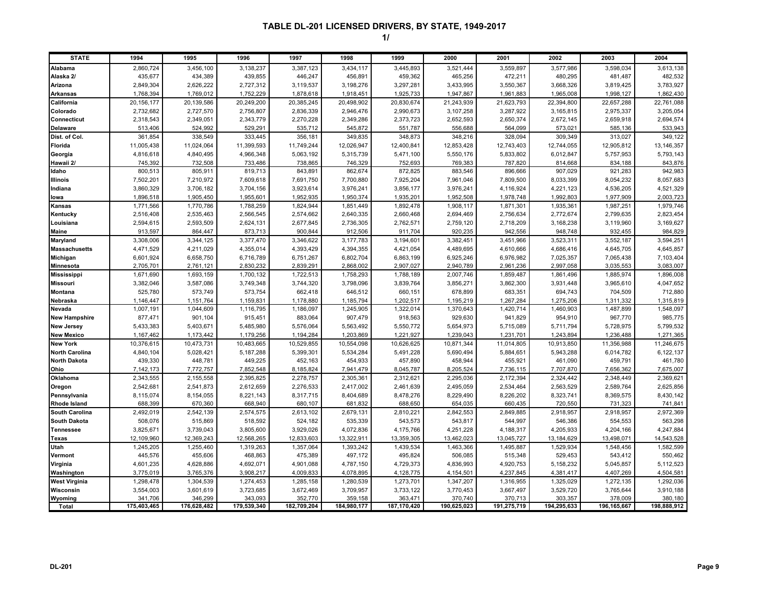# TABLE DL-201 LICENSED DRIVERS, BY STATE, 1949-2017

1/

| STATE | 1994 | 1995 | 1996 | 1997 | 1998 | 1999 | 2000 | 2001 | 2002 | 2003 | 2004 |
|---|---|---|---|---|---|---|---|---|---|---|---|
| Alabama | 2,860,724 | 3,456,100 | 3,138,237 | 3,387,123 | 3,434,117 | 3,445,893 | 3,521,444 | 3,559,897 | 3,577,986 | 3,598,034 | 3,613,138 |
| Alaska 2/ | 435,677 | 434,389 | 439,855 | 446,247 | 456,891 | 459,362 | 465,256 | 472,211 | 480,295 | 481,487 | 482,532 |
| Arizona | 2,849,304 | 2,626,222 | 2,727,312 | 3,119,537 | 3,198,276 | 3,297,281 | 3,433,995 | 3,550,367 | 3,668,326 | 3,819,425 | 3,783,927 |
| Arkansas | 1,768,394 | 1,769,012 | 1,752,229 | 1,878,618 | 1,918,451 | 1,925,733 | 1,947,867 | 1,961,883 | 1,965,008 | 1,998,127 | 1,862,430 |
| California | 20,156,177 | 20,139,586 | 20,249,200 | 20,385,245 | 20,498,902 | 20,830,674 | 21,243,939 | 21,623,793 | 22,394,800 | 22,657,288 | 22,761,088 |
| Colorado | 2,732,682 | 2,727,570 | 2,756,807 | 2,836,339 | 2,946,476 | 2,990,673 | 3,107,258 | 3,287,922 | 3,165,815 | 2,975,337 | 3,205,054 |
| Connecticut | 2,318,543 | 2,349,051 | 2,343,779 | 2,270,228 | 2,349,286 | 2,373,723 | 2,652,593 | 2,650,374 | 2,672,145 | 2,659,918 | 2,694,574 |
| Delaware | 513,406 | 524,992 | 529,291 | 535,712 | 545,872 | 551,787 | 556,688 | 564,099 | 573,021 | 585,136 | 533,943 |
| Dist. of Col. | 361,854 | 338,549 | 333,445 | 356,181 | 349,835 | 348,873 | 348,216 | 328,094 | 309,349 | 313,027 | 349,122 |
| Florida | 11,005,438 | 11,024,064 | 11,399,593 | 11,749,244 | 12,026,947 | 12,400,841 | 12,853,428 | 12,743,403 | 12,744,055 | 12,905,812 | 13,146,357 |
| Georgia | 4,816,618 | 4,840,495 | 4,966,348 | 5,063,192 | 5,315,739 | 5,471,100 | 5,550,176 | 5,833,802 | 6,012,847 | 5,757,953 | 5,793,143 |
| Hawaii 2/ | 745,392 | 732,508 | 733,486 | 738,865 | 746,329 | 752,693 | 769,383 | 787,820 | 814,668 | 834,188 | 843,876 |
| Idaho | 800,513 | 805,911 | 819,713 | 843,891 | 862,674 | 872,825 | 883,546 | 896,666 | 907,029 | 921,283 | 942,983 |
| Illinois | 7,502,201 | 7,210,972 | 7,609,618 | 7,691,750 | 7,700,880 | 7,925,204 | 7,961,046 | 7,809,500 | 8,033,399 | 8,054,232 | 8,057,683 |
| Indiana | 3,860,329 | 3,706,182 | 3,704,156 | 3,923,614 | 3,976,241 | 3,856,177 | 3,976,241 | 4,116,924 | 4,221,123 | 4,536,205 | 4,521,329 |
| Iowa | 1,896,518 | 1,905,450 | 1,955,601 | 1,952,935 | 1,950,374 | 1,935,201 | 1,952,508 | 1,978,748 | 1,992,803 | 1,977,909 | 2,003,723 |
| Kansas | 1,771,566 | 1,770,786 | 1,788,259 | 1,824,944 | 1,851,449 | 1,892,478 | 1,908,117 | 1,871,301 | 1,935,361 | 1,987,251 | 1,979,746 |
| Kentucky | 2,516,408 | 2,535,463 | 2,566,545 | 2,574,662 | 2,640,335 | 2,660,468 | 2,694,469 | 2,756,634 | 2,772,674 | 2,799,635 | 2,823,454 |
| Louisiana | 2,594,615 | 2,593,509 | 2,624,131 | 2,677,845 | 2,736,305 | 2,762,571 | 2,759,120 | 2,718,209 | 3,168,238 | 3,119,960 | 3,169,627 |
| Maine | 913,597 | 864,447 | 873,713 | 900,844 | 912,506 | 911,704 | 920,235 | 942,556 | 948,748 | 932,455 | 984,829 |
| Maryland | 3,308,006 | 3,344,125 | 3,377,470 | 3,346,622 | 3,177,783 | 3,194,601 | 3,382,451 | 3,451,966 | 3,523,311 | 3,552,187 | 3,594,251 |
| Massachusetts | 4,471,529 | 4,211,029 | 4,355,014 | 4,393,429 | 4,394,355 | 4,421,054 | 4,489,695 | 4,610,666 | 4,686,416 | 4,645,705 | 4,645,857 |
| Michigan | 6,601,924 | 6,658,750 | 6,716,789 | 6,751,267 | 6,802,704 | 6,863,199 | 6,925,246 | 6,976,982 | 7,025,357 | 7,065,438 | 7,103,404 |
| Minnesota | 2,705,701 | 2,761,121 | 2,830,232 | 2,839,291 | 2,868,002 | 2,907,027 | 2,940,789 | 2,961,236 | 2,997,058 | 3,035,553 | 3,083,007 |
| Mississippi | 1,671,690 | 1,693,159 | 1,700,132 | 1,722,513 | 1,758,293 | 1,788,189 | 2,007,746 | 1,859,487 | 1,861,496 | 1,885,974 | 1,896,008 |
| Missouri | 3,382,046 | 3,587,086 | 3,749,348 | 3,744,320 | 3,798,096 | 3,839,764 | 3,856,271 | 3,862,300 | 3,931,448 | 3,965,610 | 4,047,652 |
| Montana | 525,780 | 573,749 | 573,754 | 662,418 | 646,512 | 660,151 | 678,899 | 683,351 | 694,743 | 704,509 | 712,880 |
| Nebraska | 1,146,447 | 1,151,764 | 1,159,831 | 1,178,880 | 1,185,794 | 1,202,517 | 1,195,219 | 1,267,284 | 1,275,206 | 1,311,332 | 1,315,819 |
| Nevada | 1,007,191 | 1,044,609 | 1,116,795 | 1,186,097 | 1,245,905 | 1,322,014 | 1,370,643 | 1,420,714 | 1,460,903 | 1,487,899 | 1,548,097 |
| New Hampshire | 877,471 | 901,104 | 915,451 | 883,064 | 907,479 | 918,563 | 929,630 | 941,829 | 954,910 | 967,770 | 985,775 |
| New Jersey | 5,433,383 | 5,403,671 | 5,485,980 | 5,576,064 | 5,563,492 | 5,550,772 | 5,654,973 | 5,715,089 | 5,711,794 | 5,728,975 | 5,799,532 |
| New Mexico | 1,167,462 | 1,173,442 | 1,179,256 | 1,194,284 | 1,203,869 | 1,221,927 | 1,239,043 | 1,231,701 | 1,243,894 | 1,236,488 | 1,271,365 |
| New York | 10,376,615 | 10,473,731 | 10,483,665 | 10,529,855 | 10,554,098 | 10,626,625 | 10,871,344 | 11,014,805 | 10,913,850 | 11,356,988 | 11,246,675 |
| North Carolina | 4,840,104 | 5,028,421 | 5,187,288 | 5,399,301 | 5,534,284 | 5,491,228 | 5,690,494 | 5,884,651 | 5,943,288 | 6,014,782 | 6,122,137 |
| North Dakota | 439,330 | 448,781 | 449,225 | 452,163 | 454,933 | 457,890 | 458,944 | 455,921 | 461,090 | 459,791 | 461,780 |
| Ohio | 7,142,173 | 7,772,757 | 7,852,548 | 8,185,824 | 7,941,479 | 8,045,787 | 8,205,524 | 7,736,115 | 7,707,870 | 7,656,362 | 7,675,007 |
| Oklahoma | 2,343,555 | 2,155,558 | 2,395,825 | 2,278,757 | 2,305,361 | 2,312,621 | 2,295,036 | 2,172,394 | 2,324,442 | 2,348,449 | 2,369,621 |
| Oregon | 2,542,681 | 2,541,873 | 2,612,659 | 2,276,533 | 2,417,002 | 2,461,639 | 2,495,059 | 2,534,464 | 2,563,529 | 2,589,764 | 2,625,856 |
| Pennsylvania | 8,115,074 | 8,154,055 | 8,221,143 | 8,317,715 | 8,404,689 | 8,478,276 | 8,229,490 | 8,226,202 | 8,323,741 | 8,369,575 | 8,430,142 |
| Rhode Island | 688,399 | 670,360 | 668,940 | 680,107 | 681,832 | 688,650 | 654,035 | 660,435 | 720,550 | 731,323 | 741,841 |
| South Carolina | 2,492,019 | 2,542,139 | 2,574,575 | 2,613,102 | 2,679,131 | 2,810,221 | 2,842,553 | 2,849,885 | 2,918,957 | 2,918,957 | 2,972,369 |
| South Dakota | 508,076 | 515,869 | 518,592 | 524,182 | 535,339 | 543,573 | 543,817 | 544,997 | 546,386 | 554,553 | 563,298 |
| Tennessee | 3,825,671 | 3,739,043 | 3,805,600 | 3,929,026 | 4,072,836 | 4,175,766 | 4,251,228 | 4,188,317 | 4,205,933 | 4,204,166 | 4,247,884 |
| Texas | 12,109,960 | 12,369,243 | 12,568,265 | 12,833,603 | 13,322,911 | 13,359,305 | 13,462,023 | 13,045,727 | 13,184,629 | 13,498,071 | 14,543,528 |
| Utah | 1,245,205 | 1,255,460 | 1,319,263 | 1,357,064 | 1,393,242 | 1,439,534 | 1,463,366 | 1,495,887 | 1,529,934 | 1,548,456 | 1,582,599 |
| Vermont | 445,576 | 455,606 | 468,863 | 475,389 | 497,172 | 495,824 | 506,085 | 515,348 | 529,453 | 543,412 | 550,462 |
| Virginia | 4,601,235 | 4,628,886 | 4,692,071 | 4,901,088 | 4,787,150 | 4,729,373 | 4,836,993 | 4,920,753 | 5,158,232 | 5,045,857 | 5,112,523 |
| Washington | 3,775,019 | 3,765,376 | 3,908,217 | 4,009,833 | 4,078,895 | 4,128,775 | 4,154,501 | 4,237,845 | 4,381,417 | 4,407,269 | 4,504,581 |
| West Virginia | 1,298,478 | 1,304,539 | 1,274,453 | 1,285,158 | 1,280,539 | 1,273,701 | 1,347,207 | 1,316,955 | 1,325,029 | 1,272,135 | 1,292,036 |
| Wisconsin | 3,554,003 | 3,601,619 | 3,723,685 | 3,672,469 | 3,709,957 | 3,733,122 | 3,770,453 | 3,667,497 | 3,529,720 | 3,765,644 | 3,910,188 |
| Wyoming | 341,706 | 346,299 | 343,093 | 352,770 | 359,158 | 363,471 | 370,740 | 370,713 | 303,357 | 378,009 | 380,180 |
| **Total** | **175,403,465** | **176,628,482** | **179,539,340** | **182,709,204** | **184,980,177** | **187,170,420** | **190,625,023** | **191,275,719** | **194,295,633** | **196,165,667** | **198,888,912** |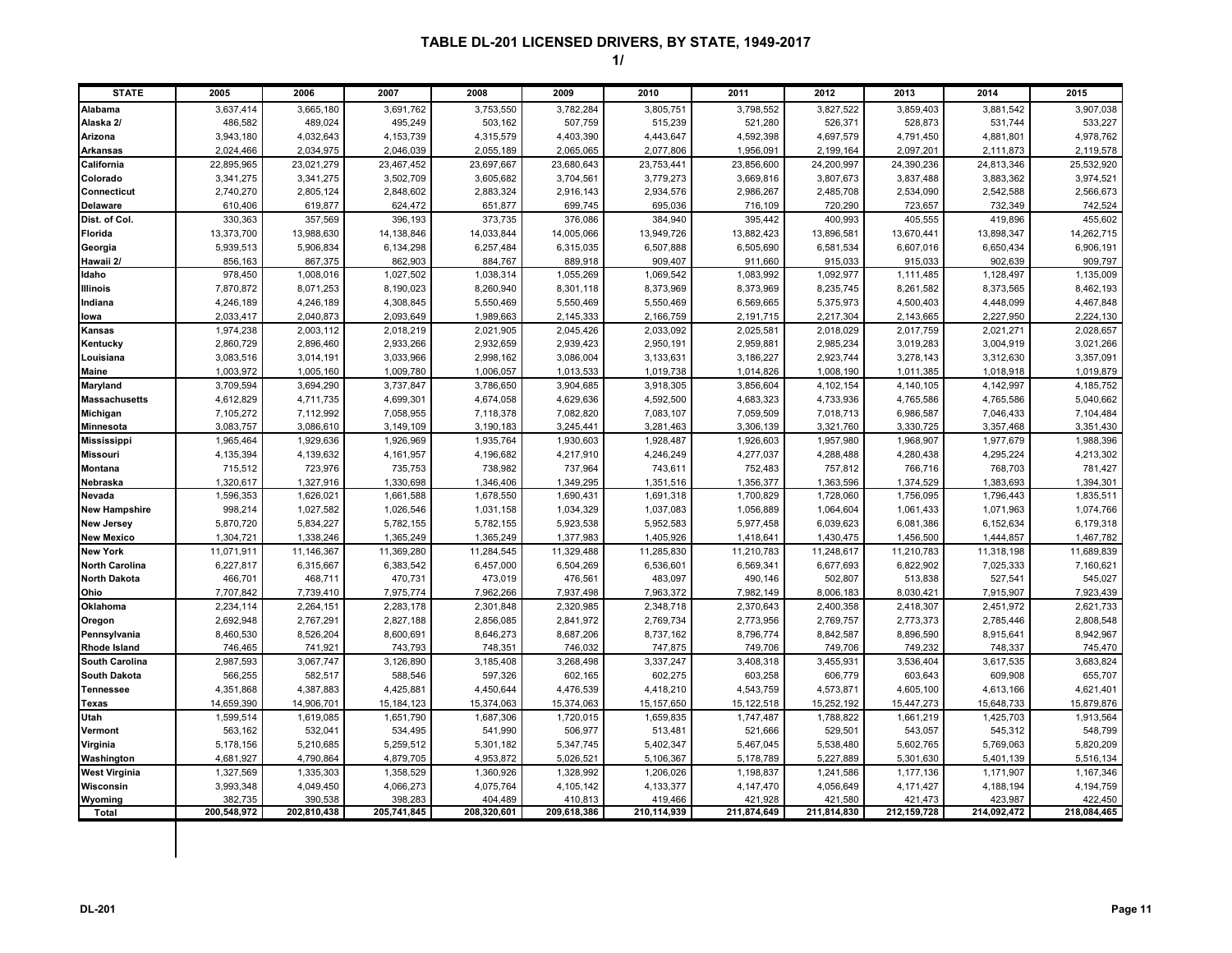# TABLE DL-201 LICENSED DRIVERS, BY STATE, 1949-2017

1/

| STATE | 2005 | 2006 | 2007 | 2008 | 2009 | 2010 | 2011 | 2012 | 2013 | 2014 | 2015 |
|---|---|---|---|---|---|---|---|---|---|---|---|
| Alabama | 3,637,414 | 3,665,180 | 3,691,762 | 3,753,550 | 3,782,284 | 3,805,751 | 3,798,552 | 3,827,522 | 3,859,403 | 3,881,542 | 3,907,038 |
| Alaska 2/ | 486,582 | 489,024 | 495,249 | 503,162 | 507,759 | 515,239 | 521,280 | 526,371 | 528,873 | 531,744 | 533,227 |
| Arizona | 3,943,180 | 4,032,643 | 4,153,739 | 4,315,579 | 4,403,390 | 4,443,647 | 4,592,398 | 4,697,579 | 4,791,450 | 4,881,801 | 4,978,762 |
| Arkansas | 2,024,466 | 2,034,975 | 2,046,039 | 2,055,189 | 2,065,065 | 2,077,806 | 1,956,091 | 2,199,164 | 2,097,201 | 2,111,873 | 2,119,578 |
| California | 22,895,965 | 23,021,279 | 23,467,452 | 23,697,667 | 23,680,643 | 23,753,441 | 23,856,600 | 24,200,997 | 24,390,236 | 24,813,346 | 25,532,920 |
| Colorado | 3,341,275 | 3,341,275 | 3,502,709 | 3,605,682 | 3,704,561 | 3,779,273 | 3,669,816 | 3,807,673 | 3,837,488 | 3,883,362 | 3,974,521 |
| Connecticut | 2,740,270 | 2,805,124 | 2,848,602 | 2,883,324 | 2,916,143 | 2,934,576 | 2,986,267 | 2,485,708 | 2,534,090 | 2,542,588 | 2,566,673 |
| Delaware | 610,406 | 619,877 | 624,472 | 651,877 | 699,745 | 695,036 | 716,109 | 720,290 | 723,657 | 732,349 | 742,524 |
| Dist. of Col. | 330,363 | 357,569 | 396,193 | 373,735 | 376,086 | 384,940 | 395,442 | 400,993 | 405,555 | 419,896 | 455,602 |
| Florida | 13,373,700 | 13,988,630 | 14,138,846 | 14,033,844 | 14,005,066 | 13,949,726 | 13,882,423 | 13,896,581 | 13,670,441 | 13,898,347 | 14,262,715 |
| Georgia | 5,939,513 | 5,906,834 | 6,134,298 | 6,257,484 | 6,315,035 | 6,507,888 | 6,505,690 | 6,581,534 | 6,607,016 | 6,650,434 | 6,906,191 |
| Hawaii 2/ | 856,163 | 867,375 | 862,903 | 884,767 | 889,918 | 909,407 | 911,660 | 915,033 | 915,033 | 902,639 | 909,797 |
| Idaho | 978,450 | 1,008,016 | 1,027,502 | 1,038,314 | 1,055,269 | 1,069,542 | 1,083,992 | 1,092,977 | 1,111,485 | 1,128,497 | 1,135,009 |
| Illinois | 7,870,872 | 8,071,253 | 8,190,023 | 8,260,940 | 8,301,118 | 8,373,969 | 8,373,969 | 8,235,745 | 8,261,582 | 8,373,565 | 8,462,193 |
| Indiana | 4,246,189 | 4,246,189 | 4,308,845 | 5,550,469 | 5,550,469 | 5,550,469 | 6,569,665 | 5,375,973 | 4,500,403 | 4,448,099 | 4,467,848 |
| Iowa | 2,033,417 | 2,040,873 | 2,093,649 | 1,989,663 | 2,145,333 | 2,166,759 | 2,191,715 | 2,217,304 | 2,143,665 | 2,227,950 | 2,224,130 |
| Kansas | 1,974,238 | 2,003,112 | 2,018,219 | 2,021,905 | 2,045,426 | 2,033,092 | 2,025,581 | 2,018,029 | 2,017,759 | 2,021,271 | 2,028,657 |
| Kentucky | 2,860,729 | 2,896,460 | 2,933,266 | 2,932,659 | 2,939,423 | 2,950,191 | 2,959,881 | 2,985,234 | 3,019,283 | 3,004,919 | 3,021,266 |
| Louisiana | 3,083,516 | 3,014,191 | 3,033,966 | 2,998,162 | 3,086,004 | 3,133,631 | 3,186,227 | 2,923,744 | 3,278,143 | 3,312,630 | 3,357,091 |
| Maine | 1,003,972 | 1,005,160 | 1,009,780 | 1,006,057 | 1,013,533 | 1,019,738 | 1,014,826 | 1,008,190 | 1,011,385 | 1,018,918 | 1,019,879 |
| Maryland | 3,709,594 | 3,694,290 | 3,737,847 | 3,786,650 | 3,904,685 | 3,918,305 | 3,856,604 | 4,102,154 | 4,140,105 | 4,142,997 | 4,185,752 |
| Massachusetts | 4,612,829 | 4,711,735 | 4,699,301 | 4,674,058 | 4,629,636 | 4,592,500 | 4,683,323 | 4,733,936 | 4,765,586 | 4,765,586 | 5,040,662 |
| Michigan | 7,105,272 | 7,112,992 | 7,058,955 | 7,118,378 | 7,082,820 | 7,083,107 | 7,059,509 | 7,018,713 | 6,986,587 | 7,046,433 | 7,104,484 |
| Minnesota | 3,083,757 | 3,086,610 | 3,149,109 | 3,190,183 | 3,245,441 | 3,281,463 | 3,306,139 | 3,321,760 | 3,330,725 | 3,357,468 | 3,351,430 |
| Mississippi | 1,965,464 | 1,929,636 | 1,926,969 | 1,935,764 | 1,930,603 | 1,928,487 | 1,926,603 | 1,957,980 | 1,968,907 | 1,977,679 | 1,988,396 |
| Missouri | 4,135,394 | 4,139,632 | 4,161,957 | 4,196,682 | 4,217,910 | 4,246,249 | 4,277,037 | 4,288,488 | 4,280,438 | 4,295,224 | 4,213,302 |
| Montana | 715,512 | 723,976 | 735,753 | 738,982 | 737,964 | 743,611 | 752,483 | 757,812 | 766,716 | 768,703 | 781,427 |
| Nebraska | 1,320,617 | 1,327,916 | 1,330,698 | 1,346,406 | 1,349,295 | 1,351,516 | 1,356,377 | 1,363,596 | 1,374,529 | 1,383,693 | 1,394,301 |
| Nevada | 1,596,353 | 1,626,021 | 1,661,588 | 1,678,550 | 1,690,431 | 1,691,318 | 1,700,829 | 1,728,060 | 1,756,095 | 1,796,443 | 1,835,511 |
| New Hampshire | 998,214 | 1,027,582 | 1,026,546 | 1,031,158 | 1,034,329 | 1,037,083 | 1,056,889 | 1,064,604 | 1,061,433 | 1,071,963 | 1,074,766 |
| New Jersey | 5,870,720 | 5,834,227 | 5,782,155 | 5,782,155 | 5,923,538 | 5,952,583 | 5,977,458 | 6,039,623 | 6,081,386 | 6,152,634 | 6,179,318 |
| New Mexico | 1,304,721 | 1,338,246 | 1,365,249 | 1,365,249 | 1,377,983 | 1,405,926 | 1,418,641 | 1,430,475 | 1,456,500 | 1,444,857 | 1,467,782 |
| New York | 11,071,911 | 11,146,367 | 11,369,280 | 11,284,545 | 11,329,488 | 11,285,830 | 11,210,783 | 11,248,617 | 11,210,783 | 11,318,198 | 11,689,839 |
| North Carolina | 6,227,817 | 6,315,667 | 6,383,542 | 6,457,000 | 6,504,269 | 6,536,601 | 6,569,341 | 6,677,693 | 6,822,902 | 7,025,333 | 7,160,621 |
| North Dakota | 466,701 | 468,711 | 470,731 | 473,019 | 476,561 | 483,097 | 490,146 | 502,807 | 513,838 | 527,541 | 545,027 |
| Ohio | 7,707,842 | 7,739,410 | 7,975,774 | 7,962,266 | 7,937,498 | 7,963,372 | 7,982,149 | 8,006,183 | 8,030,421 | 7,915,907 | 7,923,439 |
| Oklahoma | 2,234,114 | 2,264,151 | 2,283,178 | 2,301,848 | 2,320,985 | 2,348,718 | 2,370,643 | 2,400,358 | 2,418,307 | 2,451,972 | 2,621,733 |
| Oregon | 2,692,948 | 2,767,291 | 2,827,188 | 2,856,085 | 2,841,972 | 2,769,734 | 2,773,956 | 2,769,757 | 2,773,373 | 2,785,446 | 2,808,548 |
| Pennsylvania | 8,460,530 | 8,526,204 | 8,600,691 | 8,646,273 | 8,687,206 | 8,737,162 | 8,796,774 | 8,842,587 | 8,896,590 | 8,915,641 | 8,942,967 |
| Rhode Island | 746,465 | 741,921 | 743,793 | 748,351 | 746,032 | 747,875 | 749,706 | 749,706 | 749,232 | 748,337 | 745,470 |
| South Carolina | 2,987,593 | 3,067,747 | 3,126,890 | 3,185,408 | 3,268,498 | 3,337,247 | 3,408,318 | 3,455,931 | 3,536,404 | 3,617,535 | 3,683,824 |
| South Dakota | 566,255 | 582,517 | 588,546 | 597,326 | 602,165 | 602,275 | 603,258 | 606,779 | 603,643 | 609,908 | 655,707 |
| Tennessee | 4,351,868 | 4,387,883 | 4,425,881 | 4,450,644 | 4,476,539 | 4,418,210 | 4,543,759 | 4,573,871 | 4,605,100 | 4,613,166 | 4,621,401 |
| Texas | 14,659,390 | 14,906,701 | 15,184,123 | 15,374,063 | 15,374,063 | 15,157,650 | 15,122,518 | 15,252,192 | 15,447,273 | 15,648,733 | 15,879,876 |
| Utah | 1,599,514 | 1,619,085 | 1,651,790 | 1,687,306 | 1,720,015 | 1,659,835 | 1,747,487 | 1,788,822 | 1,661,219 | 1,425,703 | 1,913,564 |
| Vermont | 563,162 | 532,041 | 534,495 | 541,990 | 506,977 | 513,481 | 521,666 | 529,501 | 543,057 | 545,312 | 548,799 |
| Virginia | 5,178,156 | 5,210,685 | 5,259,512 | 5,301,182 | 5,347,745 | 5,402,347 | 5,467,045 | 5,538,480 | 5,602,765 | 5,769,063 | 5,820,209 |
| Washington | 4,681,927 | 4,790,864 | 4,879,705 | 4,953,872 | 5,026,521 | 5,106,367 | 5,178,789 | 5,227,889 | 5,301,630 | 5,401,139 | 5,516,134 |
| West Virginia | 1,327,569 | 1,335,303 | 1,358,529 | 1,360,926 | 1,328,992 | 1,206,026 | 1,198,837 | 1,241,586 | 1,177,136 | 1,171,907 | 1,167,346 |
| Wisconsin | 3,993,348 | 4,049,450 | 4,066,273 | 4,075,764 | 4,105,142 | 4,133,377 | 4,147,470 | 4,056,649 | 4,171,427 | 4,188,194 | 4,194,759 |
| Wyoming | 382,735 | 390,538 | 398,283 | 404,489 | 410,813 | 419,466 | 421,928 | 421,580 | 421,473 | 423,987 | 422,450 |
| **Total** | **200,548,972** | **202,810,438** | **205,741,845** | **208,320,601** | **209,618,386** | **210,114,939** | **211,874,649** | **211,814,830** | **212,159,728** | **214,092,472** | **218,084,465** |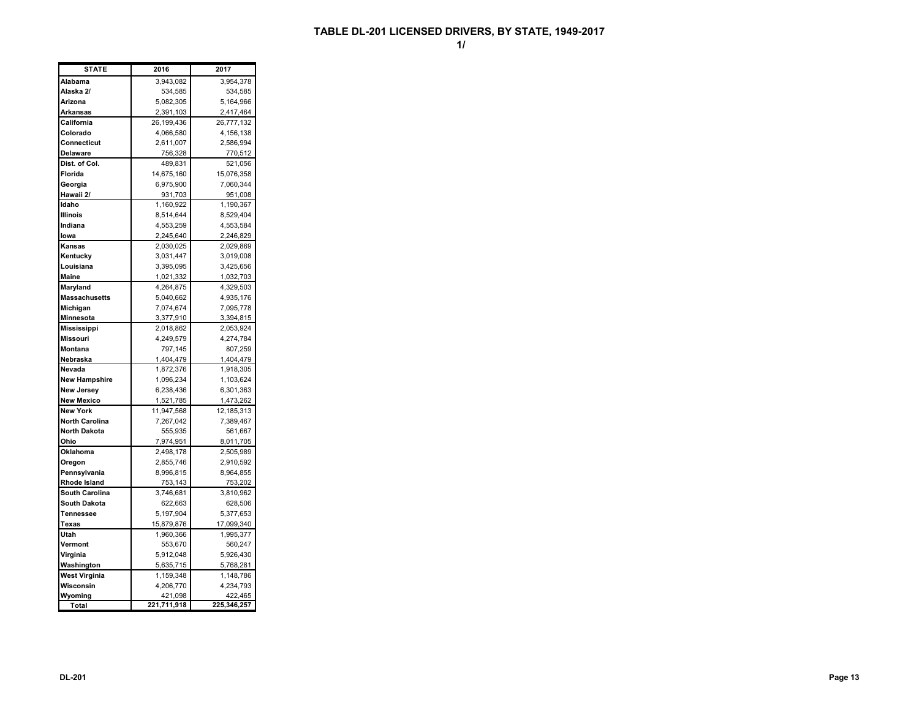# TABLE DL-201 LICENSED DRIVERS, BY STATE, 1949-2017

1/

| STATE | 2016 | 2017 |
|---|---|---|
| Alabama | 3,943,082 | 3,954,378 |
| Alaska 2/ | 534,585 | 534,585 |
| Arizona | 5,082,305 | 5,164,966 |
| Arkansas | 2,391,103 | 2,417,464 |
| California | 26,199,436 | 26,777,132 |
| Colorado | 4,066,580 | 4,156,138 |
| Connecticut | 2,611,007 | 2,586,994 |
| Delaware | 756,328 | 770,512 |
| Dist. of Col. | 489,831 | 521,056 |
| Florida | 14,675,160 | 15,076,358 |
| Georgia | 6,975,900 | 7,060,344 |
| Hawaii 2/ | 931,703 | 951,008 |
| Idaho | 1,160,922 | 1,190,367 |
| Illinois | 8,514,644 | 8,529,404 |
| Indiana | 4,553,259 | 4,553,584 |
| Iowa | 2,245,640 | 2,246,829 |
| Kansas | 2,030,025 | 2,029,869 |
| Kentucky | 3,031,447 | 3,019,008 |
| Louisiana | 3,395,095 | 3,425,656 |
| Maine | 1,021,332 | 1,032,703 |
| Maryland | 4,264,875 | 4,329,503 |
| Massachusetts | 5,040,662 | 4,935,176 |
| Michigan | 7,074,674 | 7,095,778 |
| Minnesota | 3,377,910 | 3,394,815 |
| Mississippi | 2,018,862 | 2,053,924 |
| Missouri | 4,249,579 | 4,274,784 |
| Montana | 797,145 | 807,259 |
| Nebraska | 1,404,479 | 1,404,479 |
| Nevada | 1,872,376 | 1,918,305 |
| New Hampshire | 1,096,234 | 1,103,624 |
| New Jersey | 6,238,436 | 6,301,363 |
| New Mexico | 1,521,785 | 1,473,262 |
| New York | 11,947,568 | 12,185,313 |
| North Carolina | 7,267,042 | 7,389,467 |
| North Dakota | 555,935 | 561,667 |
| Ohio | 7,974,951 | 8,011,705 |
| Oklahoma | 2,498,178 | 2,505,989 |
| Oregon | 2,855,746 | 2,910,592 |
| Pennsylvania | 8,996,815 | 8,964,855 |
| Rhode Island | 753,143 | 753,202 |
| South Carolina | 3,746,681 | 3,810,962 |
| South Dakota | 622,663 | 628,506 |
| Tennessee | 5,197,904 | 5,377,653 |
| Texas | 15,879,876 | 17,099,340 |
| Utah | 1,960,366 | 1,995,377 |
| Vermont | 553,670 | 560,247 |
| Virginia | 5,912,048 | 5,926,430 |
| Washington | 5,635,715 | 5,768,281 |
| West Virginia | 1,159,348 | 1,148,786 |
| Wisconsin | 4,206,770 | 4,234,793 |
| Wyoming | 421,098 | 422,465 |
| Total | 221,711,918 | 225,346,257 |